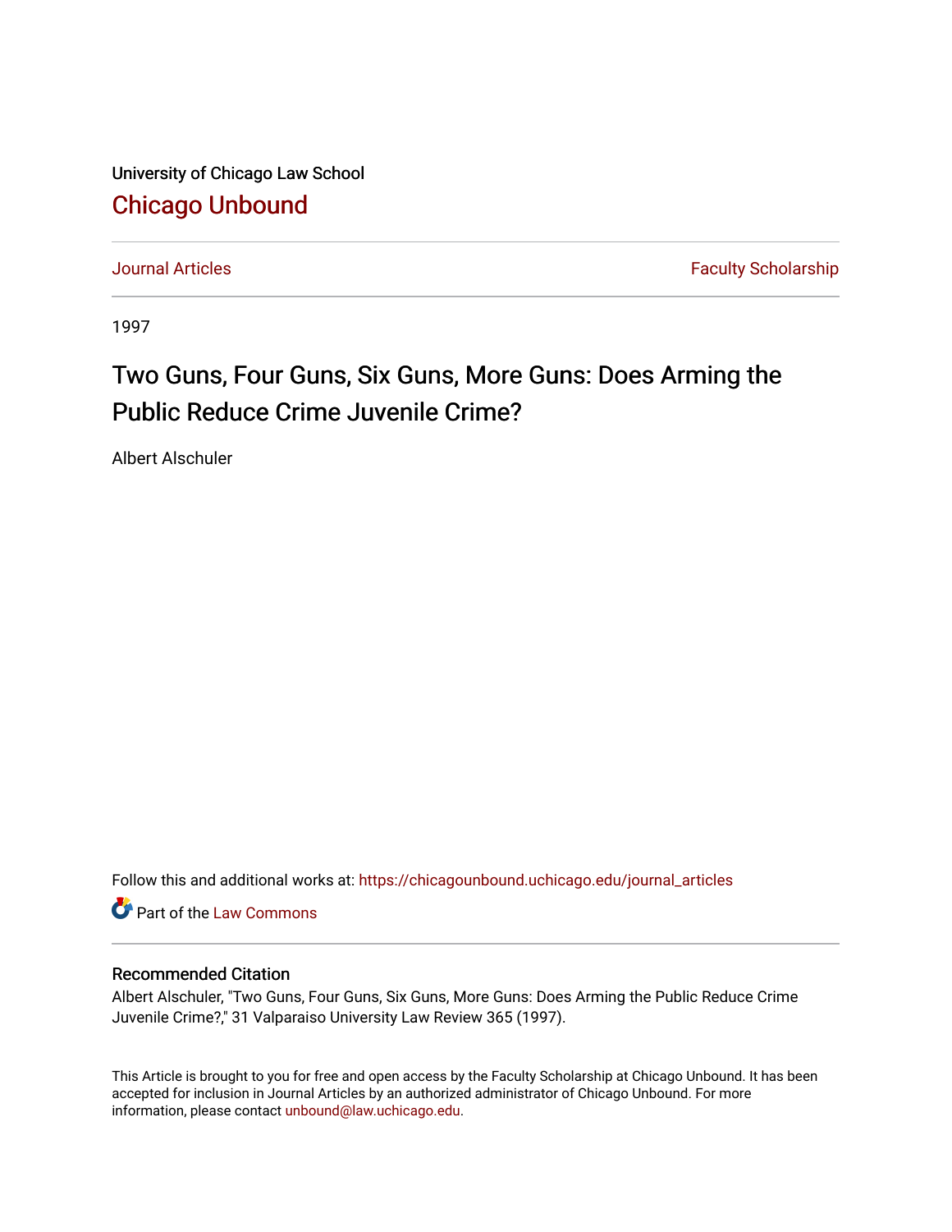University of Chicago Law School

[Chicago Unbound](https://chicagounbound.uchicago.edu)

Journal Articles | Faculty Scholarship
---|---

1997

# Two Guns, Four Guns, Six Guns, More Guns: Does Arming the Public Reduce Crime Juvenile Crime?

Albert Alschuler

Follow this and additional works at: https://chicagounbound.uchicago.edu/journal_articles

Part of the Law Commons

## Recommended Citation

Albert Alschuler, "Two Guns, Four Guns, Six Guns, More Guns: Does Arming the Public Reduce Crime Juvenile Crime?," 31 Valparaiso University Law Review 365 (1997).

This Article is brought to you for free and open access by the Faculty Scholarship at Chicago Unbound. It has been accepted for inclusion in Journal Articles by an authorized administrator of Chicago Unbound. For more information, please contact unbound@law.uchicago.edu.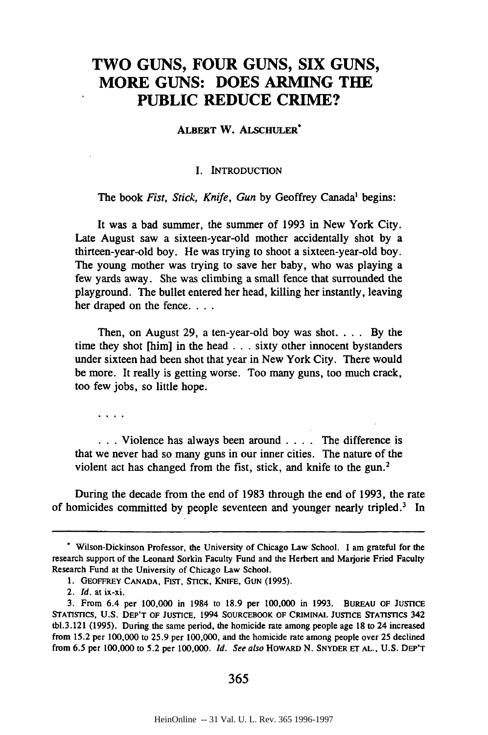# TWO GUNS, FOUR GUNS, SIX GUNS, MORE GUNS: DOES ARMING THE PUBLIC REDUCE CRIME?

ALBERT W. ALSCHULER*

## I. INTRODUCTION

The book *Fist, Stick, Knife, Gun* by Geoffrey Canada[1] begins:

> It was a bad summer, the summer of 1993 in New York City. Late August saw a sixteen-year-old mother accidentally shot by a thirteen-year-old boy. He was trying to shoot a sixteen-year-old boy. The young mother was trying to save her baby, who was playing a few yards away. She was climbing a small fence that surrounded the playground. The bullet entered her head, killing her instantly, leaving her draped on the fence. . . .
>
> Then, on August 29, a ten-year-old boy was shot. . . . By the time they shot [him] in the head . . . sixty other innocent bystanders under sixteen had been shot that year in New York City. There would be more. It really is getting worse. Too many guns, too much crack, too few jobs, so little hope.
>
> . . . .
>
> . . . Violence has always been around . . . . The difference is that we never had so many guns in our inner cities. The nature of the violent act has changed from the fist, stick, and knife to the gun.[2]

During the decade from the end of 1983 through the end of 1993, the rate of homicides committed by people seventeen and younger nearly tripled.[3] In

---

* Wilson-Dickinson Professor, the University of Chicago Law School. I am grateful for the research support of the Leonard Sorkin Faculty Fund and the Herbert and Marjorie Fried Faculty Research Fund at the University of Chicago Law School.

1. GEOFFREY CANADA, FIST, STICK, KNIFE, GUN (1995).

2. *Id.* at ix-xi.

3. From 6.4 per 100,000 in 1984 to 18.9 per 100,000 in 1993. BUREAU OF JUSTICE STATISTICS, U.S. DEP'T OF JUSTICE, 1994 SOURCEBOOK OF CRIMINAL JUSTICE STATISTICS 342 tbl.3.121 (1995). During the same period, the homicide rate among people age 18 to 24 increased from 15.2 per 100,000 to 25.9 per 100,000, and the homicide rate among people over 25 declined from 6.5 per 100,000 to 5.2 per 100,000. *Id.* *See also* HOWARD N. SNYDER ET AL., U.S. DEP'T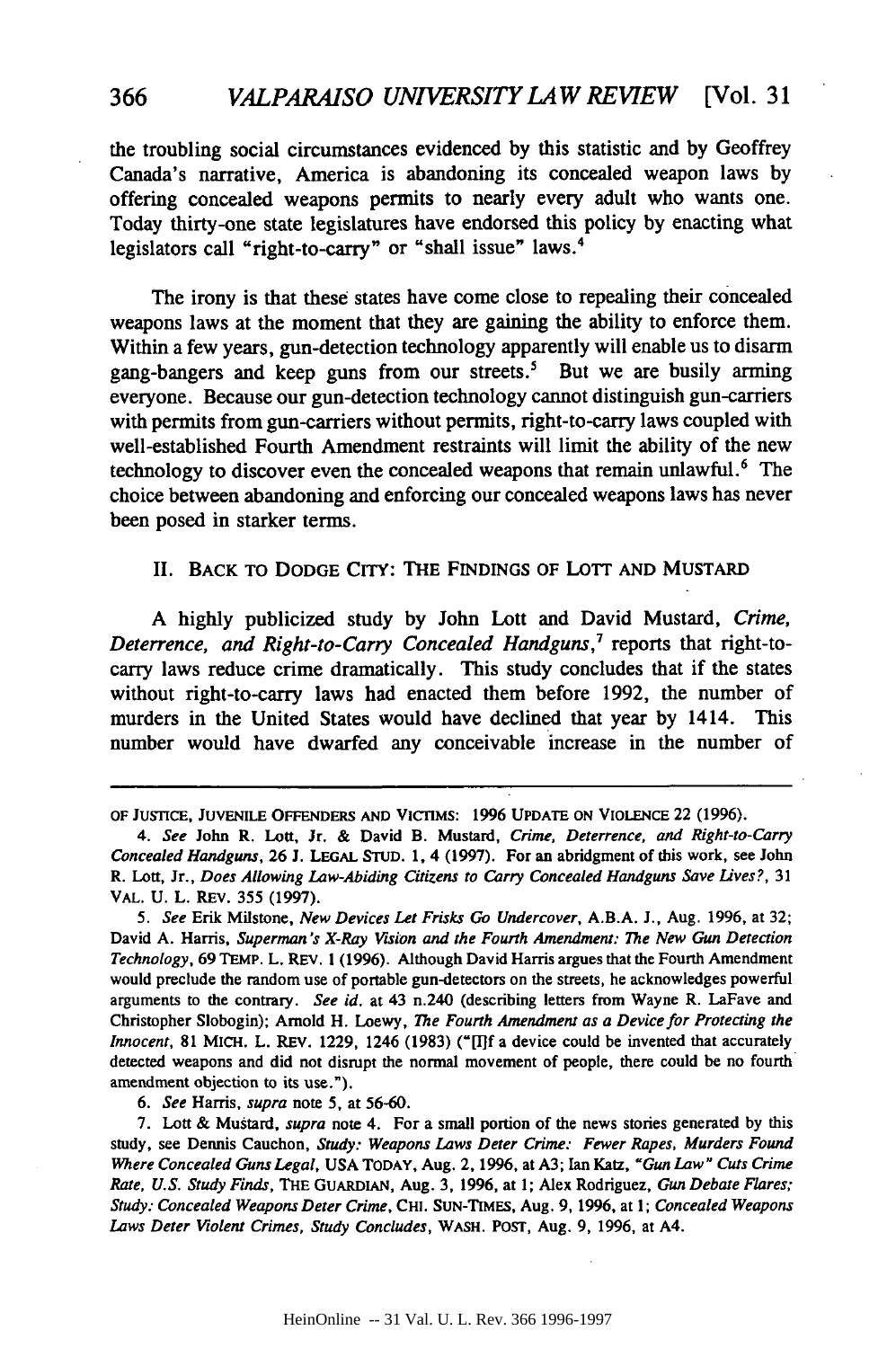the troubling social circumstances evidenced by this statistic and by Geoffrey Canada's narrative, America is abandoning its concealed weapon laws by offering concealed weapons permits to nearly every adult who wants one. Today thirty-one state legislatures have endorsed this policy by enacting what legislators call "right-to-carry" or "shall issue" laws.[4]

The irony is that these states have come close to repealing their concealed weapons laws at the moment that they are gaining the ability to enforce them. Within a few years, gun-detection technology apparently will enable us to disarm gang-bangers and keep guns from our streets.[5] But we are busily arming everyone. Because our gun-detection technology cannot distinguish gun-carriers with permits from gun-carriers without permits, right-to-carry laws coupled with well-established Fourth Amendment restraints will limit the ability of the new technology to discover even the concealed weapons that remain unlawful.[6] The choice between abandoning and enforcing our concealed weapons laws has never been posed in starker terms.

## II. BACK TO DODGE CITY: THE FINDINGS OF LOTT AND MUSTARD

A highly publicized study by John Lott and David Mustard, *Crime, Deterrence, and Right-to-Carry Concealed Handguns*,[7] reports that right-to-carry laws reduce crime dramatically. This study concludes that if the states without right-to-carry laws had enacted them before 1992, the number of murders in the United States would have declined that year by 1414. This number would have dwarfed any conceivable increase in the number of

---

OF JUSTICE, JUVENILE OFFENDERS AND VICTIMS: 1996 UPDATE ON VIOLENCE 22 (1996).

4. *See* John R. Lott, Jr. & David B. Mustard, *Crime, Deterrence, and Right-to-Carry Concealed Handguns*, 26 J. LEGAL STUD. 1, 4 (1997). For an abridgment of this work, see John R. Lott, Jr., *Does Allowing Law-Abiding Citizens to Carry Concealed Handguns Save Lives?*, 31 VAL. U. L. REV. 355 (1997).

5. *See* Erik Milstone, *New Devices Let Frisks Go Undercover*, A.B.A. J., Aug. 1996, at 32; David A. Harris, *Superman's X-Ray Vision and the Fourth Amendment: The New Gun Detection Technology*, 69 TEMP. L. REV. 1 (1996). Although David Harris argues that the Fourth Amendment would preclude the random use of portable gun-detectors on the streets, he acknowledges powerful arguments to the contrary. *See id.* at 43 n.240 (describing letters from Wayne R. LaFave and Christopher Slobogin); Arnold H. Loewy, *The Fourth Amendment as a Device for Protecting the Innocent*, 81 MICH. L. REV. 1229, 1246 (1983) ("[I]f a device could be invented that accurately detected weapons and did not disrupt the normal movement of people, there could be no fourth amendment objection to its use.").

6. *See* Harris, *supra* note 5, at 56-60.

7. Lott & Mustard, *supra* note 4. For a small portion of the news stories generated by this study, see Dennis Cauchon, *Study: Weapons Laws Deter Crime: Fewer Rapes, Murders Found Where Concealed Guns Legal*, USA TODAY, Aug. 2, 1996, at A3; Ian Katz, *"Gun Law" Cuts Crime Rate, U.S. Study Finds*, THE GUARDIAN, Aug. 3, 1996, at 1; Alex Rodriguez, *Gun Debate Flares; Study: Concealed Weapons Deter Crime*, CHI. SUN-TIMES, Aug. 9, 1996, at 1; *Concealed Weapons Laws Deter Violent Crimes, Study Concludes*, WASH. POST, Aug. 9, 1996, at A4.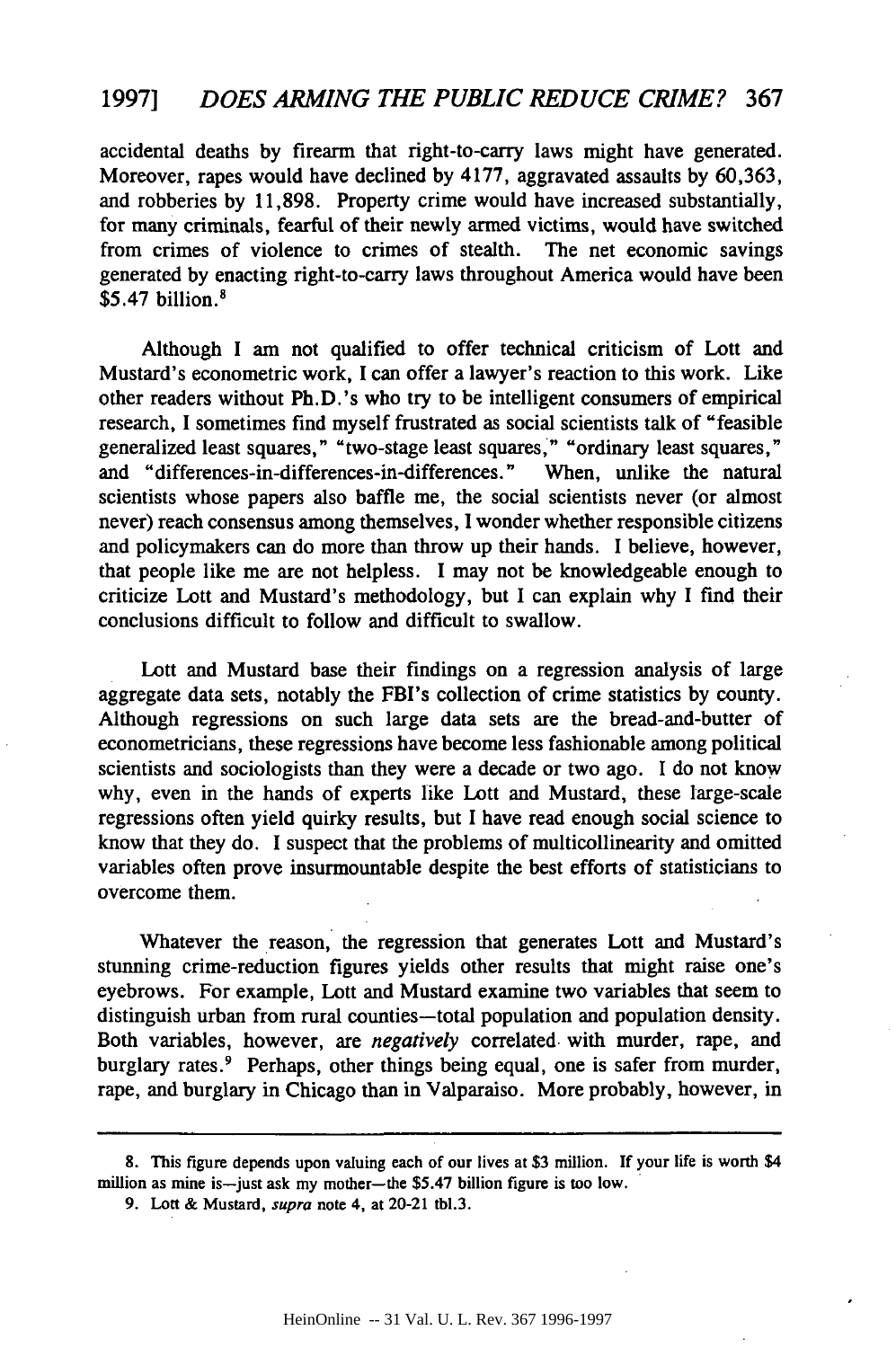accidental deaths by firearm that right-to-carry laws might have generated. Moreover, rapes would have declined by 4177, aggravated assaults by 60,363, and robberies by 11,898. Property crime would have increased substantially, for many criminals, fearful of their newly armed victims, would have switched from crimes of violence to crimes of stealth. The net economic savings generated by enacting right-to-carry laws throughout America would have been $5.47 billion.[8]

Although I am not qualified to offer technical criticism of Lott and Mustard's econometric work, I can offer a lawyer's reaction to this work. Like other readers without Ph.D.'s who try to be intelligent consumers of empirical research, I sometimes find myself frustrated as social scientists talk of "feasible generalized least squares," "two-stage least squares," "ordinary least squares," and "differences-in-differences-in-differences." When, unlike the natural scientists whose papers also baffle me, the social scientists never (or almost never) reach consensus among themselves, I wonder whether responsible citizens and policymakers can do more than throw up their hands. I believe, however, that people like me are not helpless. I may not be knowledgeable enough to criticize Lott and Mustard's methodology, but I can explain why I find their conclusions difficult to follow and difficult to swallow.

Lott and Mustard base their findings on a regression analysis of large aggregate data sets, notably the FBI's collection of crime statistics by county. Although regressions on such large data sets are the bread-and-butter of econometricians, these regressions have become less fashionable among political scientists and sociologists than they were a decade or two ago. I do not know why, even in the hands of experts like Lott and Mustard, these large-scale regressions often yield quirky results, but I have read enough social science to know that they do. I suspect that the problems of multicollinearity and omitted variables often prove insurmountable despite the best efforts of statisticians to overcome them.

Whatever the reason, the regression that generates Lott and Mustard's stunning crime-reduction figures yields other results that might raise one's eyebrows. For example, Lott and Mustard examine two variables that seem to distinguish urban from rural counties—total population and population density. Both variables, however, are *negatively* correlated with murder, rape, and burglary rates.[9] Perhaps, other things being equal, one is safer from murder, rape, and burglary in Chicago than in Valparaiso. More probably, however, in

---

8. This figure depends upon valuing each of our lives at $3 million. If your life is worth $4 million as mine is—just ask my mother—the $5.47 billion figure is too low.

9. Lott & Mustard, *supra* note 4, at 20-21 tbl.3.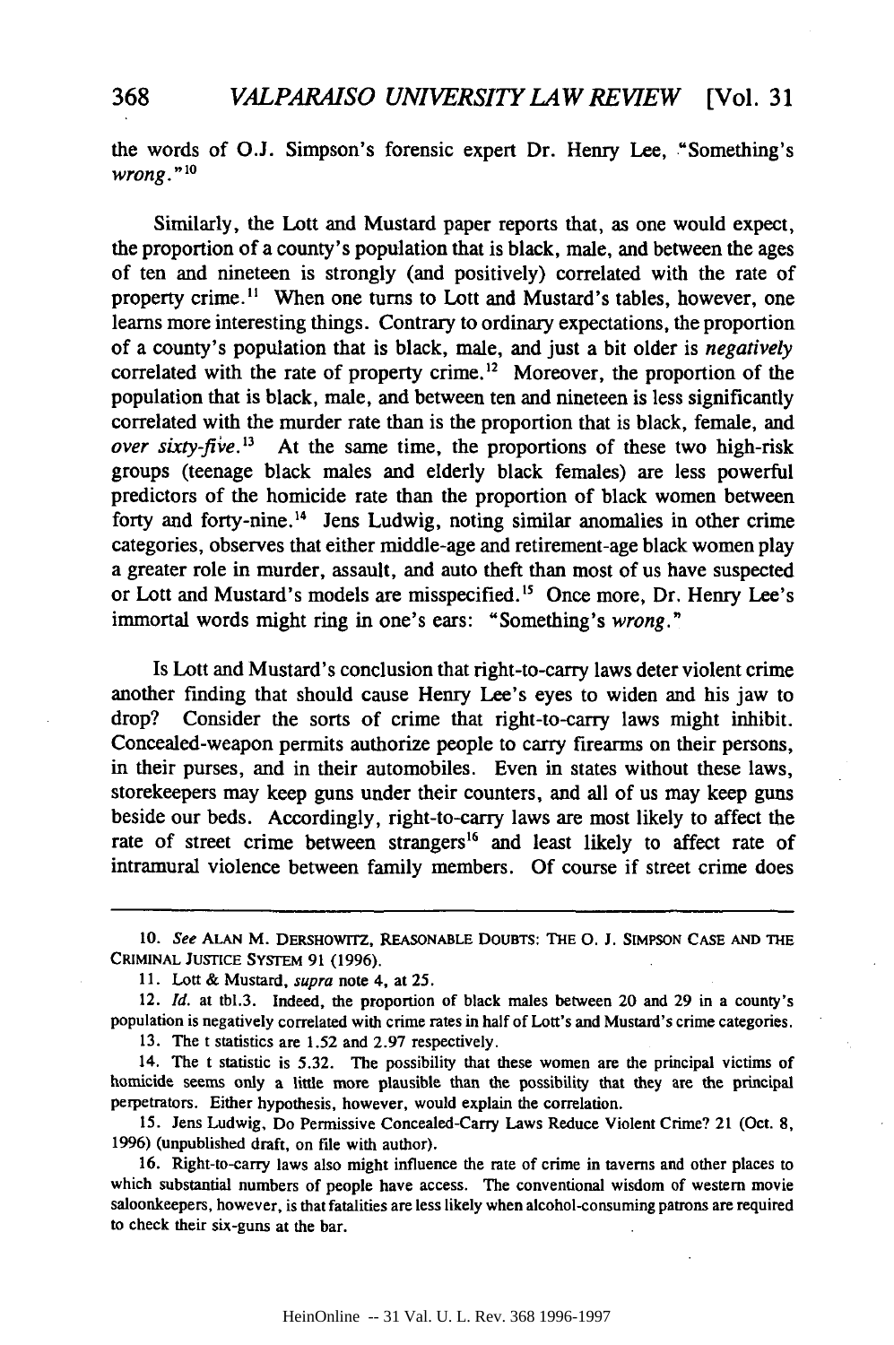the words of O.J. Simpson's forensic expert Dr. Henry Lee, "Something's *wrong*."[10]

Similarly, the Lott and Mustard paper reports that, as one would expect, the proportion of a county's population that is black, male, and between the ages of ten and nineteen is strongly (and positively) correlated with the rate of property crime.[11] When one turns to Lott and Mustard's tables, however, one learns more interesting things. Contrary to ordinary expectations, the proportion of a county's population that is black, male, and just a bit older is *negatively* correlated with the rate of property crime.[12] Moreover, the proportion of the population that is black, male, and between ten and nineteen is less significantly correlated with the murder rate than is the proportion that is black, female, and *over sixty-five*.[13] At the same time, the proportions of these two high-risk groups (teenage black males and elderly black females) are less powerful predictors of the homicide rate than the proportion of black women between forty and forty-nine.[14] Jens Ludwig, noting similar anomalies in other crime categories, observes that either middle-age and retirement-age black women play a greater role in murder, assault, and auto theft than most of us have suspected or Lott and Mustard's models are misspecified.[15] Once more, Dr. Henry Lee's immortal words might ring in one's ears: "Something's *wrong*."

Is Lott and Mustard's conclusion that right-to-carry laws deter violent crime another finding that should cause Henry Lee's eyes to widen and his jaw to drop? Consider the sorts of crime that right-to-carry laws might inhibit. Concealed-weapon permits authorize people to carry firearms on their persons, in their purses, and in their automobiles. Even in states without these laws, storekeepers may keep guns under their counters, and all of us may keep guns beside our beds. Accordingly, right-to-carry laws are most likely to affect the rate of street crime between strangers[16] and least likely to affect rate of intramural violence between family members. Of course if street crime does

---

10. *See* ALAN M. DERSHOWITZ, REASONABLE DOUBTS: THE O. J. SIMPSON CASE AND THE CRIMINAL JUSTICE SYSTEM 91 (1996).

11. Lott & Mustard, *supra* note 4, at 25.

12. *Id.* at tbl.3. Indeed, the proportion of black males between 20 and 29 in a county's population is negatively correlated with crime rates in half of Lott's and Mustard's crime categories.

13. The t statistics are 1.52 and 2.97 respectively.

14. The t statistic is 5.32. The possibility that these women are the principal victims of homicide seems only a little more plausible than the possibility that they are the principal perpetrators. Either hypothesis, however, would explain the correlation.

15. Jens Ludwig, Do Permissive Concealed-Carry Laws Reduce Violent Crime? 21 (Oct. 8, 1996) (unpublished draft, on file with author).

16. Right-to-carry laws also might influence the rate of crime in taverns and other places to which substantial numbers of people have access. The conventional wisdom of western movie saloonkeepers, however, is that fatalities are less likely when alcohol-consuming patrons are required to check their six-guns at the bar.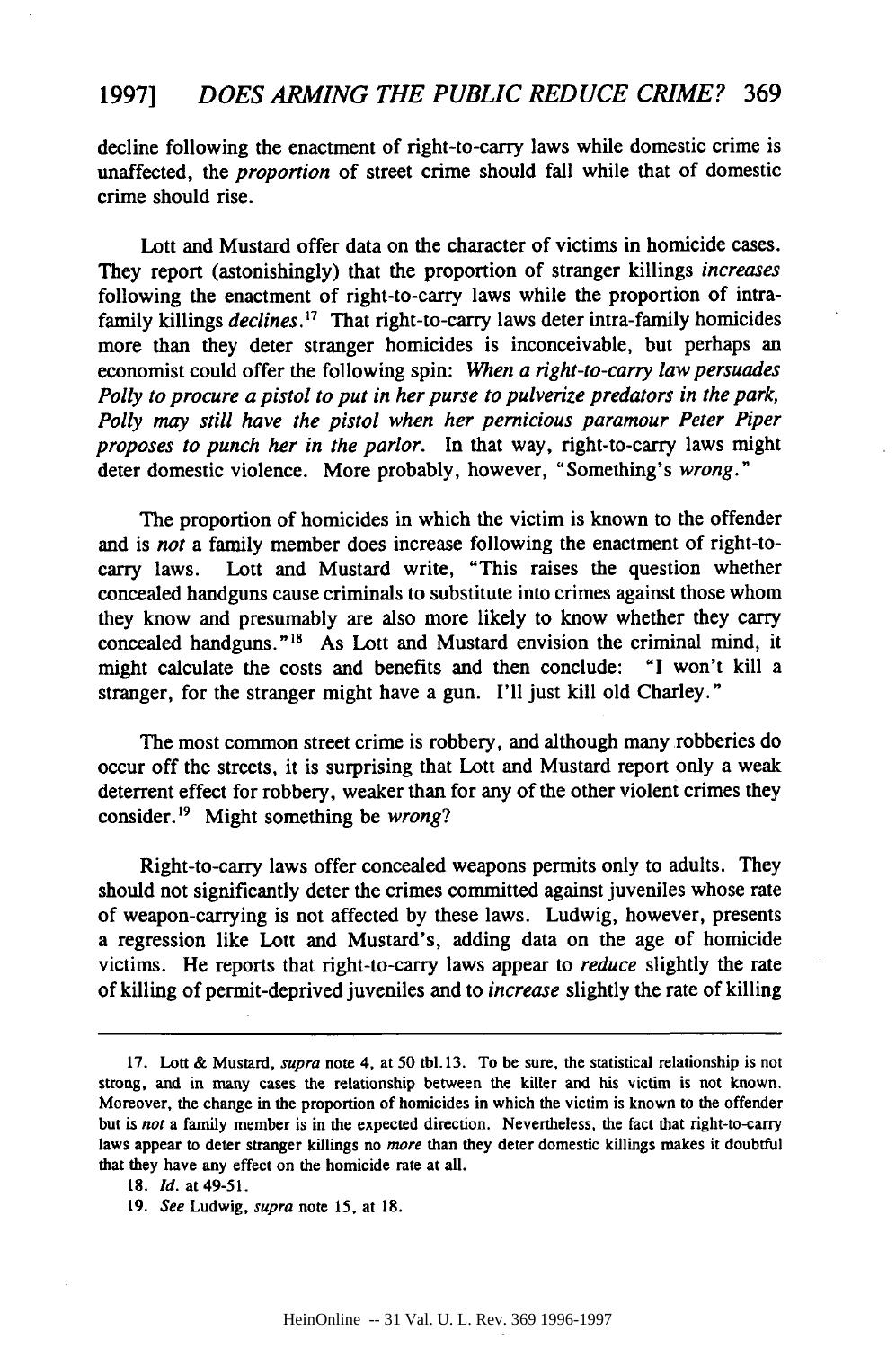decline following the enactment of right-to-carry laws while domestic crime is unaffected, the *proportion* of street crime should fall while that of domestic crime should rise.

Lott and Mustard offer data on the character of victims in homicide cases. They report (astonishingly) that the proportion of stranger killings *increases* following the enactment of right-to-carry laws while the proportion of intra-family killings *declines*.[17] That right-to-carry laws deter intra-family homicides more than they deter stranger homicides is inconceivable, but perhaps an economist could offer the following spin: *When a right-to-carry law persuades Polly to procure a pistol to put in her purse to pulverize predators in the park, Polly may still have the pistol when her pernicious paramour Peter Piper proposes to punch her in the parlor.* In that way, right-to-carry laws might deter domestic violence. More probably, however, "Something's *wrong*."

The proportion of homicides in which the victim is known to the offender and is *not* a family member does increase following the enactment of right-to-carry laws. Lott and Mustard write, "This raises the question whether concealed handguns cause criminals to substitute into crimes against those whom they know and presumably are also more likely to know whether they carry concealed handguns."[18] As Lott and Mustard envision the criminal mind, it might calculate the costs and benefits and then conclude: "I won't kill a stranger, for the stranger might have a gun. I'll just kill old Charley."

The most common street crime is robbery, and although many robberies do occur off the streets, it is surprising that Lott and Mustard report only a weak deterrent effect for robbery, weaker than for any of the other violent crimes they consider.[19] Might something be *wrong*?

Right-to-carry laws offer concealed weapons permits only to adults. They should not significantly deter the crimes committed against juveniles whose rate of weapon-carrying is not affected by these laws. Ludwig, however, presents a regression like Lott and Mustard's, adding data on the age of homicide victims. He reports that right-to-carry laws appear to *reduce* slightly the rate of killing of permit-deprived juveniles and to *increase* slightly the rate of killing

---

17. Lott & Mustard, *supra* note 4, at 50 tbl.13. To be sure, the statistical relationship is not strong, and in many cases the relationship between the killer and his victim is not known. Moreover, the change in the proportion of homicides in which the victim is known to the offender but is *not* a family member is in the expected direction. Nevertheless, the fact that right-to-carry laws appear to deter stranger killings no *more* than they deter domestic killings makes it doubtful that they have any effect on the homicide rate at all.

18. *Id.* at 49-51.

19. *See* Ludwig, *supra* note 15, at 18.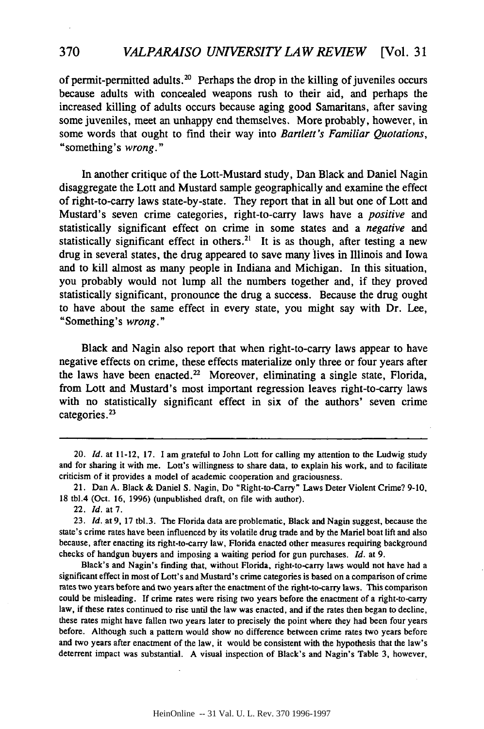of permit-permitted adults.[20] Perhaps the drop in the killing of juveniles occurs because adults with concealed weapons rush to their aid, and perhaps the increased killing of adults occurs because aging good Samaritans, after saving some juveniles, meet an unhappy end themselves. More probably, however, in some words that ought to find their way into *Bartlett's Familiar Quotations*, "something's *wrong*."

In another critique of the Lott-Mustard study, Dan Black and Daniel Nagin disaggregate the Lott and Mustard sample geographically and examine the effect of right-to-carry laws state-by-state. They report that in all but one of Lott and Mustard's seven crime categories, right-to-carry laws have a *positive* and statistically significant effect on crime in some states and a *negative* and statistically significant effect in others.[21] It is as though, after testing a new drug in several states, the drug appeared to save many lives in Illinois and Iowa and to kill almost as many people in Indiana and Michigan. In this situation, you probably would not lump all the numbers together and, if they proved statistically significant, pronounce the drug a success. Because the drug ought to have about the same effect in every state, you might say with Dr. Lee, "Something's *wrong*."

Black and Nagin also report that when right-to-carry laws appear to have negative effects on crime, these effects materialize only three or four years after the laws have been enacted.[22] Moreover, eliminating a single state, Florida, from Lott and Mustard's most important regression leaves right-to-carry laws with no statistically significant effect in six of the authors' seven crime categories.[23]

---

20. *Id.* at 11-12, 17. I am grateful to John Lott for calling my attention to the Ludwig study and for sharing it with me. Lott's willingness to share data, to explain his work, and to facilitate criticism of it provides a model of academic cooperation and graciousness.

21. Dan A. Black & Daniel S. Nagin, Do "Right-to-Carry" Laws Deter Violent Crime? 9-10, 18 tbl.4 (Oct. 16, 1996) (unpublished draft, on file with author).

22. *Id.* at 7.

23. *Id.* at 9, 17 tbl.3. The Florida data are problematic, Black and Nagin suggest, because the state's crime rates have been influenced by its volatile drug trade and by the Mariel boat lift and also because, after enacting its right-to-carry law, Florida enacted other measures requiring background checks of handgun buyers and imposing a waiting period for gun purchases. *Id.* at 9.

Black's and Nagin's finding that, without Florida, right-to-carry laws would not have had a significant effect in most of Lott's and Mustard's crime categories is based on a comparison of crime rates two years before and two years after the enactment of the right-to-carry laws. This comparison could be misleading. If crime rates were rising two years before the enactment of a right-to-carry law, if these rates continued to rise until the law was enacted, and if the rates then began to decline, these rates might have fallen two years later to precisely the point where they had been four years before. Although such a pattern would show no difference between crime rates two years before and two years after enactment of the law, it would be consistent with the hypothesis that the law's deterrent impact was substantial. A visual inspection of Black's and Nagin's Table 3, however,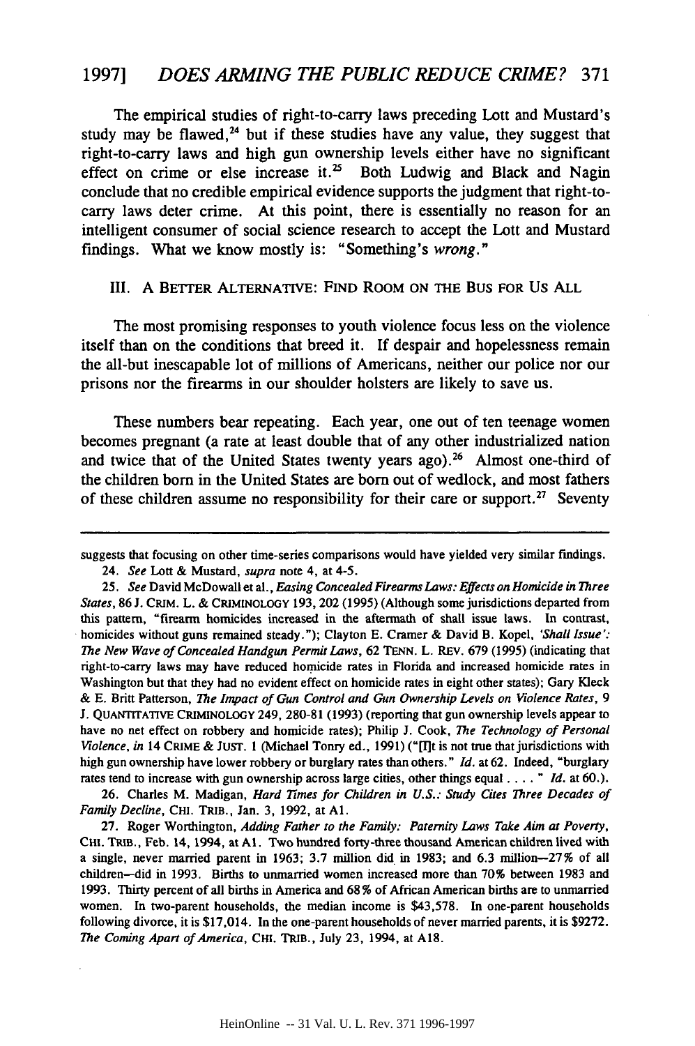The empirical studies of right-to-carry laws preceding Lott and Mustard's study may be flawed,[24] but if these studies have any value, they suggest that right-to-carry laws and high gun ownership levels either have no significant effect on crime or else increase it.[25] Both Ludwig and Black and Nagin conclude that no credible empirical evidence supports the judgment that right-to-carry laws deter crime. At this point, there is essentially no reason for an intelligent consumer of social science research to accept the Lott and Mustard findings. What we know mostly is: "Something's *wrong*."

## III. A BETTER ALTERNATIVE: FIND ROOM ON THE BUS FOR US ALL

The most promising responses to youth violence focus less on the violence itself than on the conditions that breed it. If despair and hopelessness remain the all-but inescapable lot of millions of Americans, neither our police nor our prisons nor the firearms in our shoulder holsters are likely to save us.

These numbers bear repeating. Each year, one out of ten teenage women becomes pregnant (a rate at least double that of any other industrialized nation and twice that of the United States twenty years ago).[26] Almost one-third of the children born in the United States are born out of wedlock, and most fathers of these children assume no responsibility for their care or support.[27] Seventy

---

suggests that focusing on other time-series comparisons would have yielded very similar findings.

24. *See* Lott & Mustard, *supra* note 4, at 4-5.

25. *See* David McDowall et al., *Easing Concealed Firearms Laws: Effects on Homicide in Three States*, 86 J. CRIM. L. & CRIMINOLOGY 193, 202 (1995) (Although some jurisdictions departed from this pattern, "firearm homicides increased in the aftermath of shall issue laws. In contrast, homicides without guns remained steady."); Clayton E. Cramer & David B. Kopel, *'Shall Issue': The New Wave of Concealed Handgun Permit Laws*, 62 TENN. L. REV. 679 (1995) (indicating that right-to-carry laws may have reduced homicide rates in Florida and increased homicide rates in Washington but that they had no evident effect on homicide rates in eight other states); Gary Kleck & E. Britt Patterson, *The Impact of Gun Control and Gun Ownership Levels on Violence Rates*, 9 J. QUANTITATIVE CRIMINOLOGY 249, 280-81 (1993) (reporting that gun ownership levels appear to have no net effect on robbery and homicide rates); Philip J. Cook, *The Technology of Personal Violence*, *in* 14 CRIME & JUST. 1 (Michael Tonry ed., 1991) ("[I]t is not true that jurisdictions with high gun ownership have lower robbery or burglary rates than others." *Id.* at 62. Indeed, "burglary rates tend to increase with gun ownership across large cities, other things equal . . . . " *Id.* at 60.).

26. Charles M. Madigan, *Hard Times for Children in U.S.: Study Cites Three Decades of Family Decline*, CHI. TRIB., Jan. 3, 1992, at A1.

27. Roger Worthington, *Adding Father to the Family: Paternity Laws Take Aim at Poverty*, CHI. TRIB., Feb. 14, 1994, at A1. Two hundred forty-three thousand American children lived with a single, never married parent in 1963; 3.7 million did in 1983; and 6.3 million—27% of all children—did in 1993. Births to unmarried women increased more than 70% between 1983 and 1993. Thirty percent of all births in America and 68% of African American births are to unmarried women. In two-parent households, the median income is $43,578. In one-parent households following divorce, it is $17,014. In the one-parent households of never married parents, it is $9272. *The Coming Apart of America*, CHI. TRIB., July 23, 1994, at A18.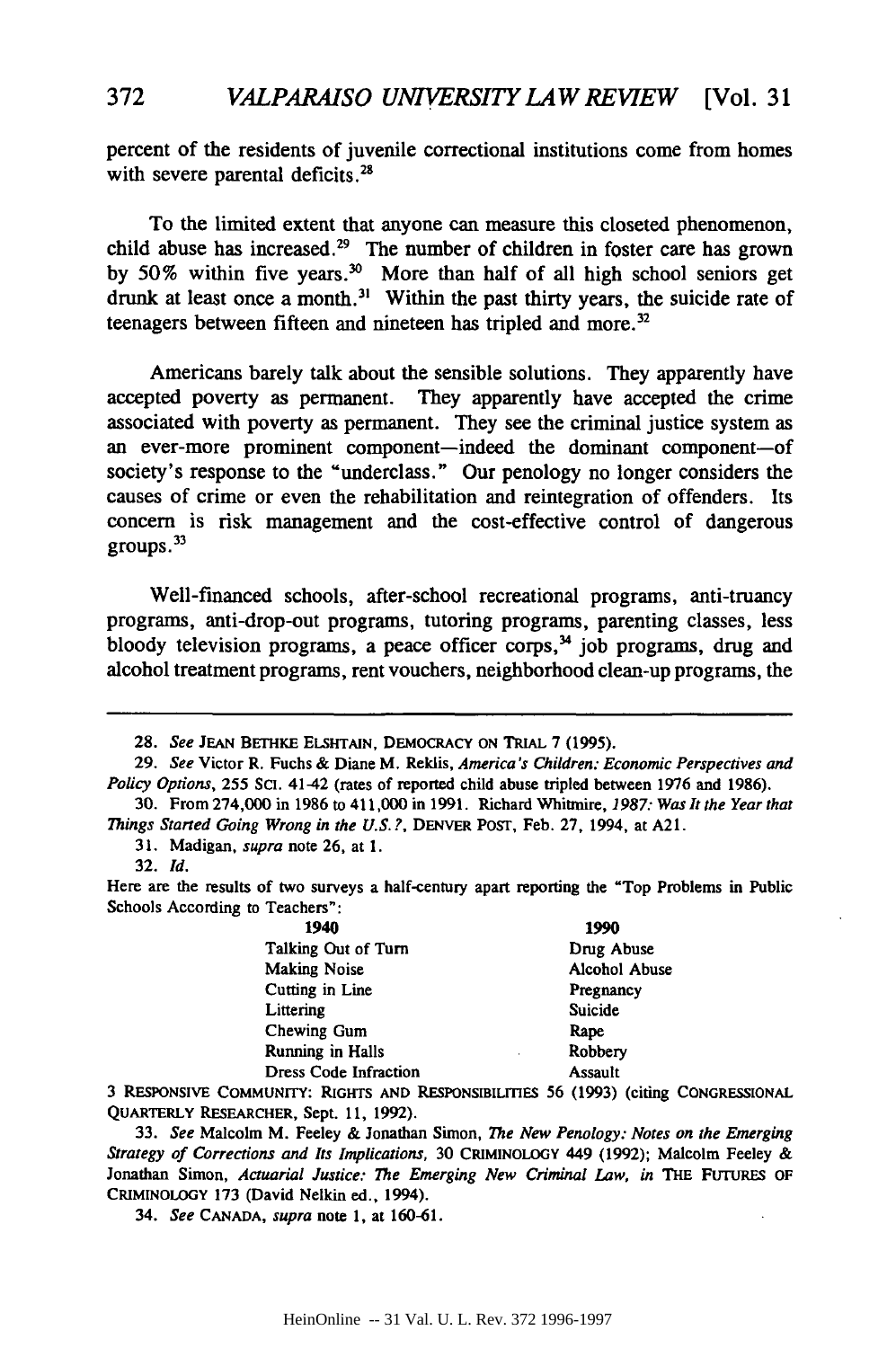percent of the residents of juvenile correctional institutions come from homes with severe parental deficits.[28]

To the limited extent that anyone can measure this closeted phenomenon, child abuse has increased.[29] The number of children in foster care has grown by 50% within five years.[30] More than half of all high school seniors get drunk at least once a month.[31] Within the past thirty years, the suicide rate of teenagers between fifteen and nineteen has tripled and more.[32]

Americans barely talk about the sensible solutions. They apparently have accepted poverty as permanent. They apparently have accepted the crime associated with poverty as permanent. They see the criminal justice system as an ever-more prominent component—indeed the dominant component—of society's response to the "underclass." Our penology no longer considers the causes of crime or even the rehabilitation and reintegration of offenders. Its concern is risk management and the cost-effective control of dangerous groups.[33]

Well-financed schools, after-school recreational programs, anti-truancy programs, anti-drop-out programs, tutoring programs, parenting classes, less bloody television programs, a peace officer corps,[34] job programs, drug and alcohol treatment programs, rent vouchers, neighborhood clean-up programs, the

---

28. *See* JEAN BETHKE ELSHTAIN, DEMOCRACY ON TRIAL 7 (1995).

29. *See* Victor R. Fuchs & Diane M. Reklis, *America's Children: Economic Perspectives and Policy Options*, 255 SCI. 41-42 (rates of reported child abuse tripled between 1976 and 1986).

30. From 274,000 in 1986 to 411,000 in 1991. Richard Whitmire, *1987: Was It the Year that Things Started Going Wrong in the U.S.?*, DENVER POST, Feb. 27, 1994, at A21.

31. Madigan, *supra* note 26, at 1.

32. *Id.*

Here are the results of two surveys a half-century apart reporting the "Top Problems in Public Schools According to Teachers":

| **1940** | **1990** |
|---|---|
| Talking Out of Turn | Drug Abuse |
| Making Noise | Alcohol Abuse |
| Cutting in Line | Pregnancy |
| Littering | Suicide |
| Chewing Gum | Rape |
| Running in Halls | Robbery |
| Dress Code Infraction | Assault |

3 RESPONSIVE COMMUNITY: RIGHTS AND RESPONSIBILITIES 56 (1993) (citing CONGRESSIONAL QUARTERLY RESEARCHER, Sept. 11, 1992).

33. *See* Malcolm M. Feeley & Jonathan Simon, *The New Penology: Notes on the Emerging Strategy of Corrections and Its Implications*, 30 CRIMINOLOGY 449 (1992); Malcolm Feeley & Jonathan Simon, *Actuarial Justice: The Emerging New Criminal Law*, *in* THE FUTURES OF CRIMINOLOGY 173 (David Nelkin ed., 1994).

34. *See* CANADA, *supra* note 1, at 160-61.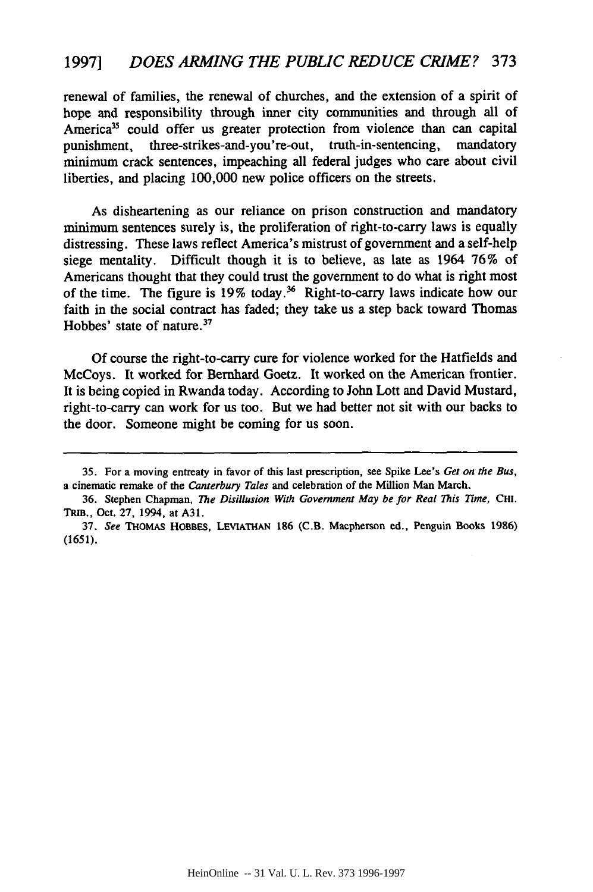renewal of families, the renewal of churches, and the extension of a spirit of hope and responsibility through inner city communities and through all of America[35] could offer us greater protection from violence than can capital punishment, three-strikes-and-you're-out, truth-in-sentencing, mandatory minimum crack sentences, impeaching all federal judges who care about civil liberties, and placing 100,000 new police officers on the streets.

As disheartening as our reliance on prison construction and mandatory minimum sentences surely is, the proliferation of right-to-carry laws is equally distressing. These laws reflect America's mistrust of government and a self-help siege mentality. Difficult though it is to believe, as late as 1964 76% of Americans thought that they could trust the government to do what is right most of the time. The figure is 19% today.[36] Right-to-carry laws indicate how our faith in the social contract has faded; they take us a step back toward Thomas Hobbes' state of nature.[37]

Of course the right-to-carry cure for violence worked for the Hatfields and McCoys. It worked for Bernhard Goetz. It worked on the American frontier. It is being copied in Rwanda today. According to John Lott and David Mustard, right-to-carry can work for us too. But we had better not sit with our backs to the door. Someone might be coming for us soon.

---

35. For a moving entreaty in favor of this last prescription, see Spike Lee's *Get on the Bus*, a cinematic remake of the *Canterbury Tales* and celebration of the Million Man March.

36. Stephen Chapman, *The Disillusion With Government May be for Real This Time*, CHI. TRIB., Oct. 27, 1994, at A31.

37. *See* THOMAS HOBBES, LEVIATHAN 186 (C.B. Macpherson ed., Penguin Books 1986) (1651).